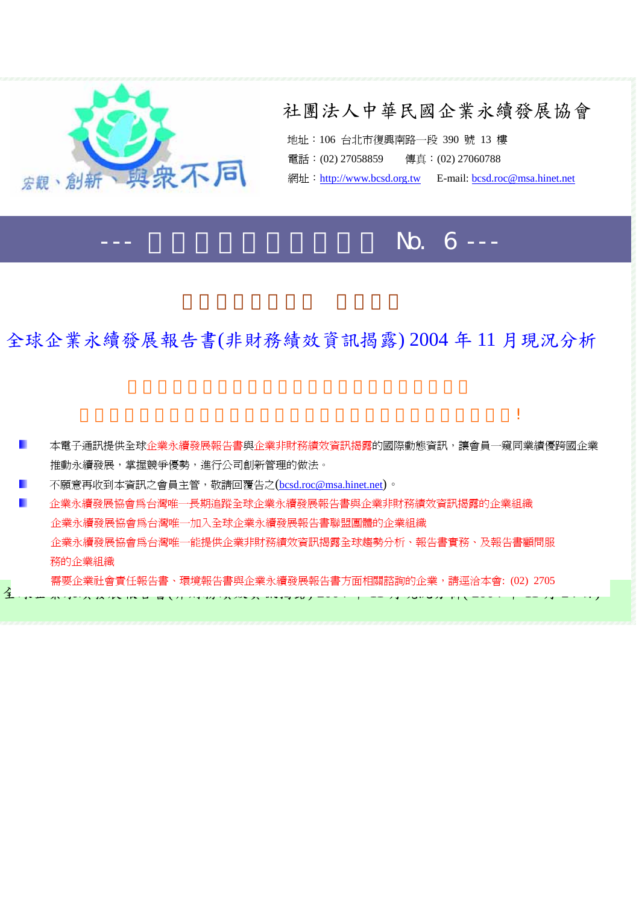宏觀、創新、與眾不同

# 社團法人中華民國企業永續發展協會

地址：106 台北市復興南路一段 390 號 13 樓

電話：(02) 27058859　　傳真：(02) 27060788

網址：http://www.bcsd.org.tw　　E-mail: bcsd.roc@msa.hinet.net

## --- □□□□□□□□□□ No. 6 ---

### □□□□□□□□　□□□□

## 全球企業永續發展報告書(非財務績效資訊揭露) 2004 年 11 月現況分析

□□□□□□□□□□□□□□□□□□□□□□□

□□□□□□□□□□□□□□□□□□□□□□□□□□□□□!

- 本電子通訊提供全球企業永續發展報告書與企業非財務績效資訊揭露的國際動態資訊，讓會員一窺同業績優跨國企業推動永續發展，掌握競爭優勢，進行公司創新管理的做法。
- 不願意再收到本資訊之會員主管，敬請回覆告之(bcsd.roc@msa.hinet.net)。
- 企業永續發展協會為台灣唯一長期追蹤全球企業永續發展報告書與企業非財務績效資訊揭露的企業組織

  企業永續發展協會為台灣唯一加入全球企業永續發展報告書聯盟團體的企業組織

  企業永續發展協會為台灣唯一能提供企業非財務績效資訊揭露全球趨勢分析、報告書實務、及報告書顧問服務的企業組織

  需要企業社會責任報告書、環境報告書與企業永續發展報告書方面相關諮詢的企業，請逕洽本會: (02) 2705

全球企業永續發展報告書(非財務績效資訊揭露) 2004 年 11 月現況分析(2004 年 12 月 24 日)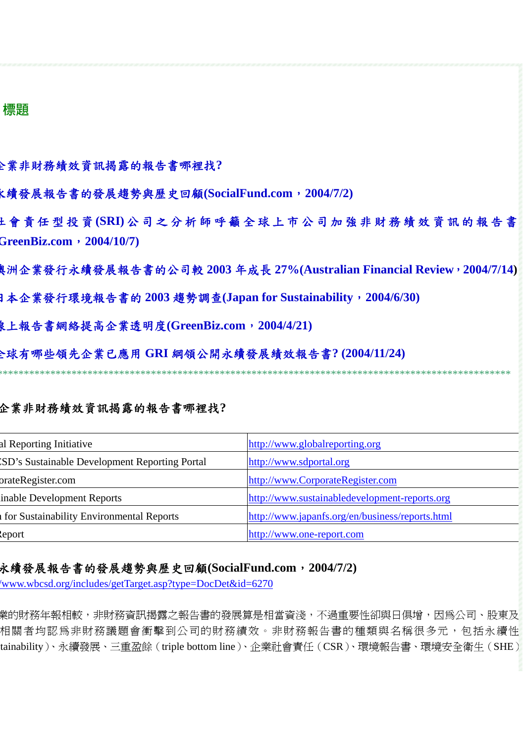## 標題

企業非財務績效資訊揭露的報告書哪裡找?

永續發展報告書的發展趨勢與歷史回顧(SocialFund.com，2004/7/2)

社會責任型投資(SRI)公司之分析師呼籲全球上市公司加強非財務績效資訊的報告書 GreenBiz.com，2004/10/7)

澳洲企業發行永續發展報告書的公司較 2003 年成長 27%(Australian Financial Review，2004/7/14)

日本企業發行環境報告書的 2003 趨勢調查(Japan for Sustainability，2004/6/30)

線上報告書網絡提高企業透明度(GreenBiz.com，2004/4/21)

全球有哪些領先企業已應用 GRI 綱領公開永續發展績效報告書? (2004/11/24)

*****************************************************************************************************

### 企業非財務績效資訊揭露的報告書哪裡找?

| | |
|---|---|
| al Reporting Initiative | http://www.globalreporting.org |
| CSD's Sustainable Development Reporting Portal | http://www.sdportal.org |
| orateRegister.com | http://www.CorporateRegister.com |
| inable Development Reports | http://www.sustainabledevelopment-reports.org |
| for Sustainability Environmental Reports | http://www.japanfs.org/en/business/reports.html |
| Report | http://www.one-report.com |

### 永續發展報告書的發展趨勢與歷史回顧(SocialFund.com，2004/7/2)

/www.wbcsd.org/includes/getTarget.asp?type=DocDet&id=6270

業的財務年報相較，非財務資訊揭露之報告書的發展算是相當資淺，不過重要性卻與日俱增，因爲公司、股東及相關者均認爲非財務議題會衝擊到公司的財務績效。非財務報告書的種類與名稱很多元，包括永續性tainability)、永續發展、三重盈餘（triple bottom line）、企業社會責任（CSR）、環境報告書、環境安全衛生（SHE）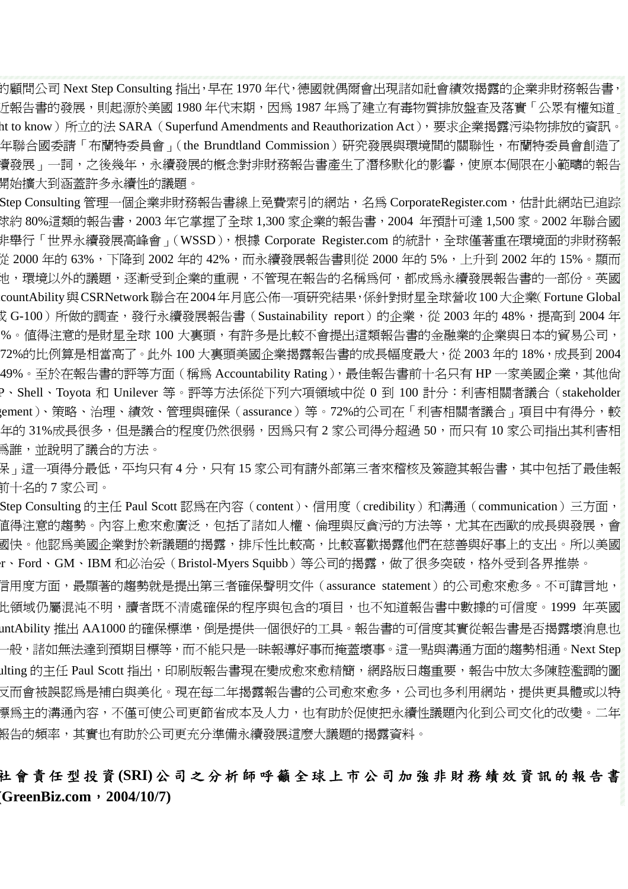的顧問公司 Next Step Consulting 指出，早在 1970 年代，德國就偶爾會出現諸如社會績效揭露的企業非財務報告書，近報告書的發展，則起源於美國 1980 年代末期，因爲 1987 年爲了建立有毒物質排放盤查及落實「公眾有權知道」ht to know）所立的法 SARA（Superfund Amendments and Reauthorization Act），要求企業揭露污染物排放的資訊。年聯合國委請「布蘭特委員會」（the Brundtland Commission）研究發展與環境間的關聯性，布蘭特委員會創造了續發展」一詞，之後幾年，永續發展的概念對非財務報告書產生了潛移默化的影響，使原本侷限在小範疇的報告開始擴大到涵蓋許多永續性的議題。

Step Consulting 管理一個企業非財務報告書線上免費索引的網站，名爲 CorporateRegister.com，估計此網站已追踪球約 80%這類的報告書，2003 年它掌握了全球 1,300 家企業的報告書，2004 年預計可達 1,500 家。2002 年聯合國非舉行「世界永續發展高峰會」（WSSD），根據 Corporate Register.com 的統計，全球僅著重在環境面的非財務報從 2000 年的 63%，下降到 2002 年的 42%，而永續發展報告書則從 2000 年的 5%，上升到 2002 年的 15%。顯而地，環境以外的議題，逐漸受到企業的重視，不管現在報告的名稱爲何，都成爲永續發展報告書的一部份。英國countAbility 與 CSRNetwork 聯合在 2004 年月底公佈一項研究結果，係針對財星全球營收 100 大企業( Fortune Global或 G-100）所做的調查，發行永續發展報告書（Sustainability report）的企業，從 2003 年的 48%，提高到 2004 年%。值得注意的是財星全球 100 大裏頭，有許多是比較不會提出這類報告書的金融業的企業與日本的貿易公司，72%的比例算是相當高了。此外 100 大裏頭美國企業揭露報告書的成長幅度最大，從 2003 年的 18%，成長到 2004 49%。至於在報告書的評等方面（稱爲 Accountability Rating），最佳報告書前十名只有 HP 一家美國企業，其他尚P、Shell、Toyota 和 Unilever 等。評等方法係從下列六項領域中從 0 到 100 計分：利害相關者議合（stakeholdergement）、策略、治理、績效、管理與確保（assurance）等。72%的公司在「利害相關者議合」項目中有得分，較年的 31%成長很多，但是議合的程度仍然很弱，因爲只有 2 家公司得分超過 50，而只有 10 家公司指出其利害相爲誰，並說明了議合的方法。

保」這一項得分最低，平均只有 4 分，只有 15 家公司有請外部第三者來稽核及簽證其報告書，其中包括了最佳報前十名的 7 家公司。

Step Consulting 的主任 Paul Scott 認爲在內容（content）、信用度（credibility）和溝通（communication）三方面，值得注意的趨勢。內容上愈來愈廣泛，包括了諸如人權、倫理與反貪污的方法等，尤其在西歐的成長與發展，會國快。他認爲美國企業對於新議題的揭露，排斥性比較高，比較喜歡揭露他們在慈善與好事上的支出。所以美國r、Ford、GM、IBM 和必治妥（Bristol-Myers Squibb）等公司的揭露，做了很多突破，格外受到各界推崇。

信用度方面，最顯著的趨勢就是提出第三者確保聲明文件（assurance statement）的公司愈來愈多。不可諱言地，此領域仍屬混沌不明，讀者既不清處確保的程序與包含的項目，也不知道報告書中數據的可信度。1999 年英國untAbility 推出 AA1000 的確保標準，倒是提供一個很好的工具。報告書的可信度其實從報告書是否揭露壞消息也一般，諸如無法達到預期目標等，而不能只是一昧報導好事而掩蓋壞事。這一點與溝通方面的趨勢相通。Next Step ulting 的主任 Paul Scott 指出，印刷版報告書現在變成愈來愈精簡，網路版日趨重要，報告中放太多陳腔濫調的圖反而會被誤認爲是補白與美化。現在每二年揭露報告書的公司愈來愈多，公司也多利用網站，提供更具體或以特標爲主的溝通內容，不僅可使公司更節省成本及人力，也有助於促使把永續性議題內化到公司文化的改變。二年報告的頻率，其實也有助於公司更充分準備永續發展這麼大議題的揭露資料。

## 社會責任型投資(SRI)公司之分析師呼籲全球上市公司加強非財務績效資訊的報告書（GreenBiz.com，2004/10/7)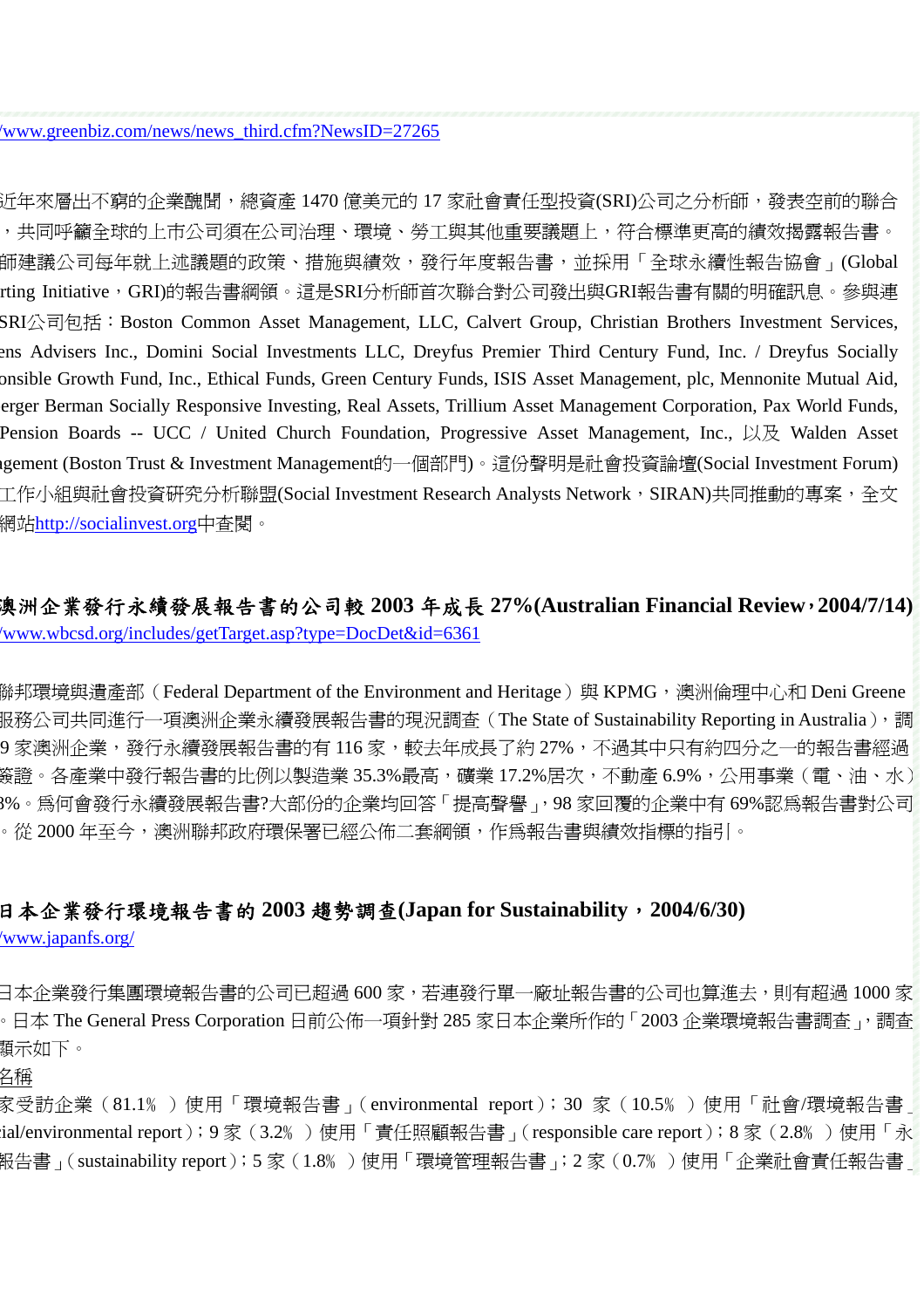/www.greenbiz.com/news/news_third.cfm?NewsID=27265

近年來層出不窮的企業醜聞，總資產 1470 億美元的 17 家社會責任型投資(SRI)公司之分析師，發表空前的聯合，共同呼籲全球的上市公司須在公司治理、環境、勞工與其他重要議題上，符合標準更高的績效揭露報告書。師建議公司每年就上述議題的政策、措施與績效，發行年度報告書，並採用「全球永續性報告協會」(Global rting Initiative，GRI)的報告書綱領。這是SRI分析師首次聯合對公司發出與GRI報告書有關的明確訊息。參與連SRI公司包括：Boston Common Asset Management, LLC, Calvert Group, Christian Brothers Investment Services, ens Advisers Inc., Domini Social Investments LLC, Dreyfus Premier Third Century Fund, Inc. / Dreyfus Socially onsible Growth Fund, Inc., Ethical Funds, Green Century Funds, ISIS Asset Management, plc, Mennonite Mutual Aid, erger Berman Socially Responsive Investing, Real Assets, Trillium Asset Management Corporation, Pax World Funds, Pension Boards -- UCC / United Church Foundation, Progressive Asset Management, Inc., 以及 Walden Asset agement (Boston Trust & Investment Management的一個部門)。這份聲明是社會投資論壇(Social Investment Forum)工作小組與社會投資研究分析聯盟(Social Investment Research Analysts Network，SIRAN)共同推動的專案，全文網站http://socialinvest.org中查閱。

## 澳洲企業發行永續發展報告書的公司較 2003 年成長 27%(Australian Financial Review，2004/7/14)

/www.wbcsd.org/includes/getTarget.asp?type=DocDet&id=6361

聯邦環境與遺產部（Federal Department of the Environment and Heritage）與 KPMG，澳洲倫理中心和 Deni Greene 服務公司共同進行一項澳洲企業永續發展報告書的現況調查（The State of Sustainability Reporting in Australia），調9 家澳洲企業，發行永續發展報告書的有 116 家，較去年成長了約 27%，不過其中只有約四分之一的報告書經過簽證。各產業中發行報告書的比例以製造業 35.3%最高，礦業 17.2%居次，不動產 6.9%，公用事業（電、油、水）3%。爲何會發行永續發展報告書?大部份的企業均回答「提高聲譽」，98 家回覆的企業中有 69%認爲報告書對公司。從 2000 年至今，澳洲聯邦政府環保署已經公佈二套綱領，作爲報告書與績效指標的指引。

## 日本企業發行環境報告書的 2003 趨勢調查(Japan for Sustainability，2004/6/30)

/www.japanfs.org/

日本企業發行集團環境報告書的公司已超過 600 家，若連發行單一廠址報告書的公司也算進去，則有超過 1000 家。日本 The General Press Corporation 日前公佈一項針對 285 家日本企業所作的「2003 企業環境報告書調查」，調查顯示如下。

名稱

家受訪企業（81.1％ ）使用「環境報告書」(environmental report)；30 家（10.5％ ）使用「社會/環境報告書」(ial/environmental report)；9 家（3.2％ ）使用「責任照顧報告書」(responsible care report)；8 家（2.8％ ）使用「永報告書」(sustainability report)；5 家（1.8％ ）使用「環境管理報告書」；2 家（0.7％ ）使用「企業社會責任報告書」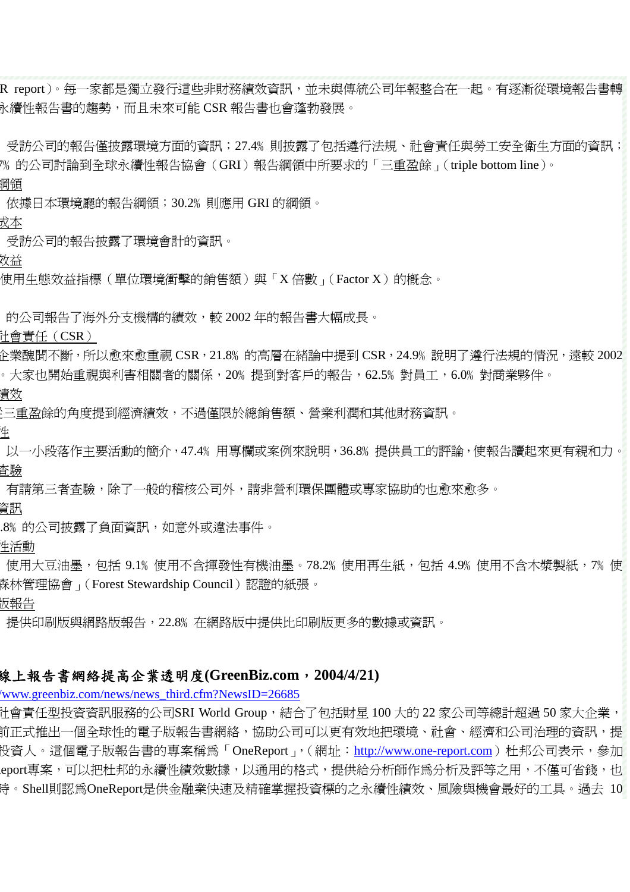R report）。每一家都是獨立發行這些非財務績效資訊，並未與傳統公司年報整合在一起。有逐漸從環境報告書轉永續性報告書的趨勢，而且未來可能 CSR 報告書也會蓬勃發展。

受訪公司的報告僅披露環境方面的資訊；27.4% 則披露了包括遵行法規、社會責任與勞工安全衛生方面的資訊；7% 的公司討論到全球永續性報告協會（GRI）報告綱領中所要求的「三重盈餘」（triple bottom line）。

綱領

依據日本環境廳的報告綱領；30.2% 則應用 GRI 的綱領。

成本

受訪公司的報告披露了環境會計的資訊。

效益

使用生態效益指標（單位環境衝擊的銷售額）與「X 倍數」（Factor X）的概念。

的公司報告了海外分支機構的績效，較 2002 年的報告書大幅成長。

社會責任（CSR）

企業醜聞不斷，所以愈來愈重視 CSR，21.8% 的高層在緒論中提到 CSR，24.9% 說明了遵行法規的情況，遠較 2002。大家也開始重視與利害相關者的關係，20% 提到對客戶的報告，62.5% 對員工，6.0% 對商業夥伴。

績效

三重盈餘的角度提到經濟績效，不過僅限於總銷售額、營業利潤和其他財務資訊。

性

以一小段落作主要活動的簡介，47.4% 用專欄或案例來說明，36.8% 提供員工的評論，使報告讀起來更有親和力。

查驗

有請第三者查驗，除了一般的稽核公司外，請非營利環保團體或專家協助的也愈來愈多。

資訊

.8% 的公司披露了負面資訊，如意外或違法事件。

性活動

使用大豆油墨，包括 9.1% 使用不含揮發性有機油墨。78.2% 使用再生紙，包括 4.9% 使用不含木漿製紙，7% 使森林管理協會」（Forest Stewardship Council）認證的紙張。

版報告

提供印刷版與網路版報告，22.8% 在網路版中提供比印刷版更多的數據或資訊。

**線上報告書網絡提高企業透明度(GreenBiz.com，2004/4/21)**

/www.greenbiz.com/news/news_third.cfm?NewsID=26685

社會責任型投資資訊服務的公司SRI World Group，結合了包括財星 100 大的 22 家公司等總計超過 50 家大企業，前正式推出一個全球性的電子版報告書網絡，協助公司可以更有效地把環境、社會、經濟和公司治理的資訊，提投資人。這個電子版報告書的專案稱為「OneReport」，（網址：http://www.one-report.com）杜邦公司表示，參加eport專案，可以把杜邦的永續性績效數據，以通用的格式，提供給分析師作為分析及評等之用，不僅可省錢，也時。Shell則認為OneReport是供金融業快速及精確掌握投資標的之永續性績效、風險與機會最好的工具。過去 10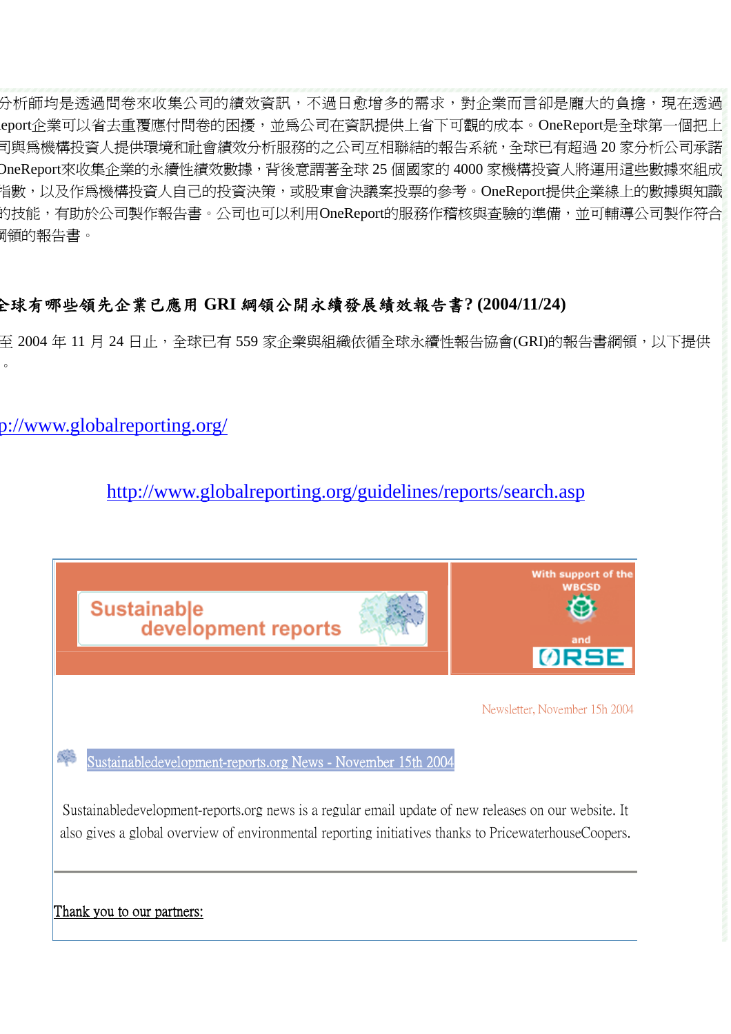分析師均是透過問卷來收集公司的績效資訊，不過日愈增多的需求，對企業而言卻是龐大的負擔，現在透過 eport企業可以省去重覆應付問卷的困擾，並爲公司在資訊提供上省下可觀的成本。OneReport是全球第一個把上司與爲機構投資人提供環境和社會績效分析服務的之公司互相聯結的報告系統，全球已有超過 20 家分析公司承諾 OneReport來收集企業的永續性績效數據，背後意謂著全球 25 個國家的 4000 家機構投資人將運用這些數據來組成指數，以及作爲機構投資人自己的投資決策，或股東會決議案投票的參考。OneReport提供企業線上的數據與知識的技能，有助於公司製作報告書。公司也可以利用OneReport的服務作稽核與查驗的準備，並可輔導公司製作符合綱領的報告書。

## 全球有哪些領先企業已應用 GRI 綱領公開永續發展績效報告書? (2004/11/24)

至 2004 年 11 月 24 日止，全球已有 559 家企業與組織依循全球永續性報告協會(GRI)的報告書綱領，以下提供。

p://www.globalreporting.org/

http://www.globalreporting.org/guidelines/reports/search.asp

Sustainable development reports

With support of the WBCSD and ORSE

Newsletter, November 15h 2004

Sustainabledevelopment-reports.org News - November 15th 2004

Sustainabledevelopment-reports.org news is a regular email update of new releases on our website. It also gives a global overview of environmental reporting initiatives thanks to PricewaterhouseCoopers.

---

Thank you to our partners: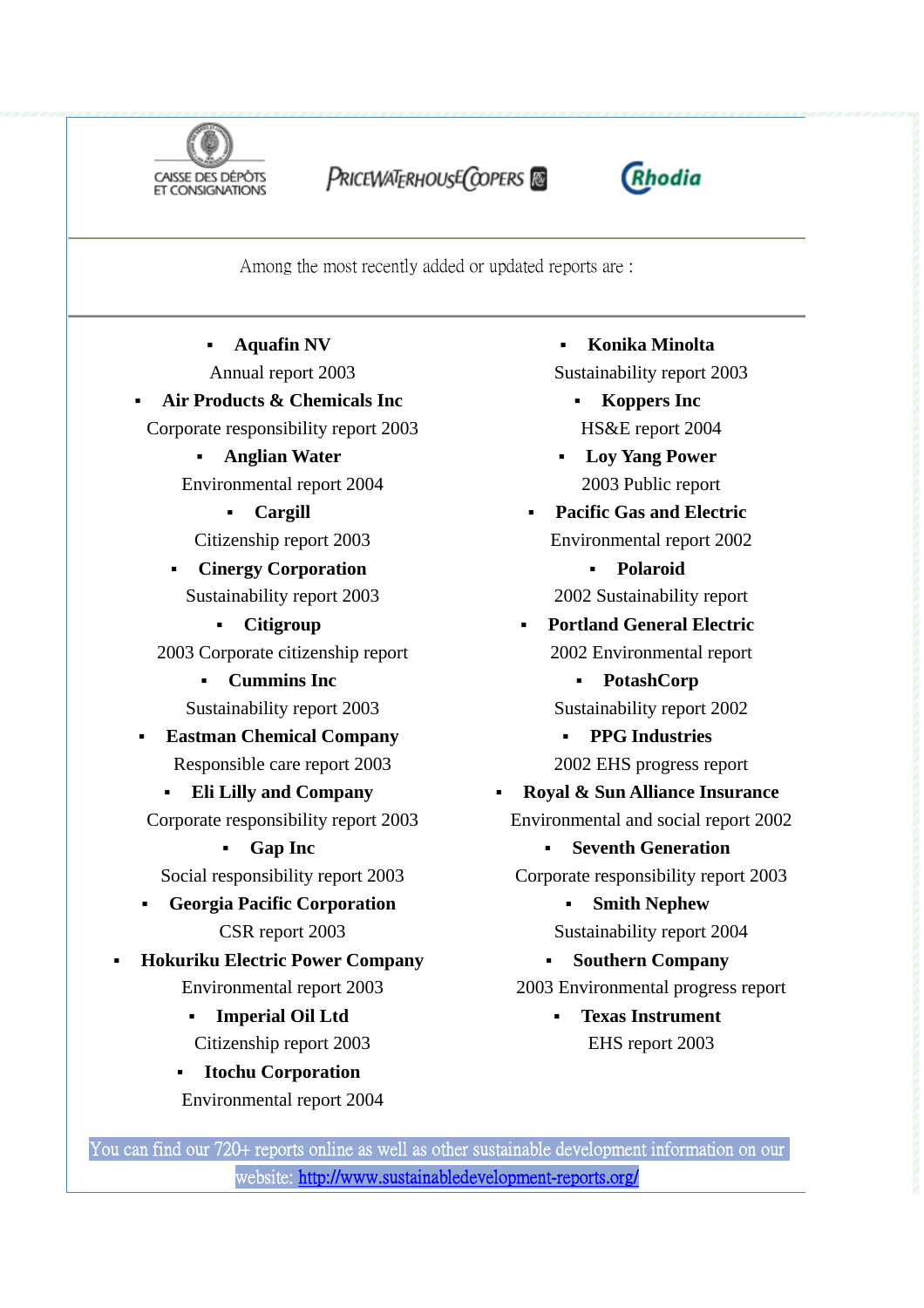CAISSE DES DÉPÔTS ET CONSIGNATIONS PRICEWATERHOUSECOOPERS Rhodia

Among the most recently added or updated reports are :

- **Aquafin NV**
  Annual report 2003
- **Air Products & Chemicals Inc**
  Corporate responsibility report 2003
- **Anglian Water**
  Environmental report 2004
- **Cargill**
  Citizenship report 2003
- **Cinergy Corporation**
  Sustainability report 2003
- **Citigroup**
  2003 Corporate citizenship report
- **Cummins Inc**
  Sustainability report 2003
- **Eastman Chemical Company**
  Responsible care report 2003
- **Eli Lilly and Company**
  Corporate responsibility report 2003
- **Gap Inc**
  Social responsibility report 2003
- **Georgia Pacific Corporation**
  CSR report 2003
- **Hokuriku Electric Power Company**
  Environmental report 2003
- **Imperial Oil Ltd**
  Citizenship report 2003
- **Itochu Corporation**
  Environmental report 2004
- **Konika Minolta**
  Sustainability report 2003
- **Koppers Inc**
  HS&E report 2004
- **Loy Yang Power**
  2003 Public report
- **Pacific Gas and Electric**
  Environmental report 2002
- **Polaroid**
  2002 Sustainability report
- **Portland General Electric**
  2002 Environmental report
- **PotashCorp**
  Sustainability report 2002
- **PPG Industries**
  2002 EHS progress report
- **Royal & Sun Alliance Insurance**
  Environmental and social report 2002
- **Seventh Generation**
  Corporate responsibility report 2003
- **Smith Nephew**
  Sustainability report 2004
- **Southern Company**
  2003 Environmental progress report
- **Texas Instrument**
  EHS report 2003

You can find our 720+ reports online as well as other sustainable development information on our website: http://www.sustainabledevelopment-reports.org/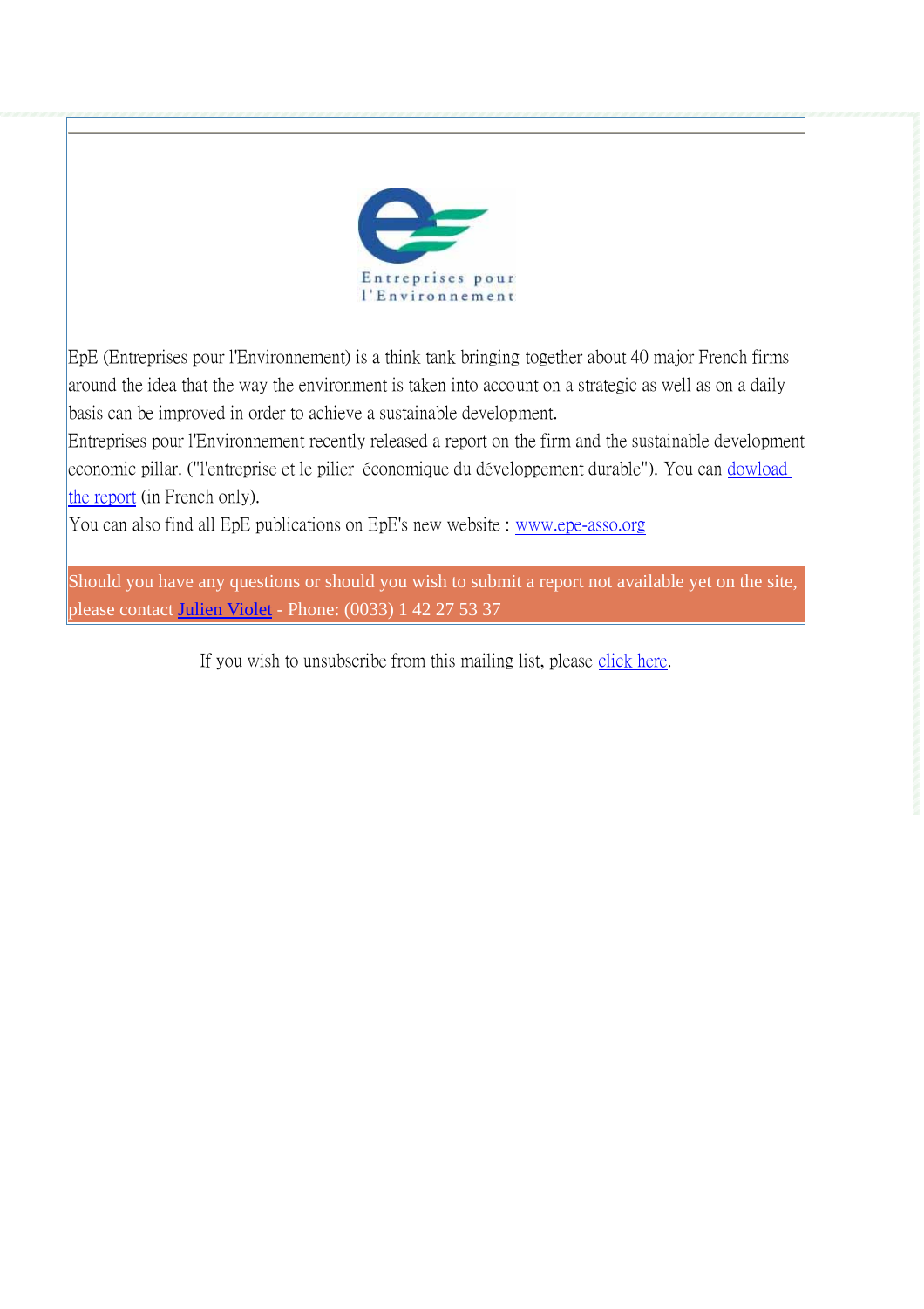Entreprises pour l'Environnement

EpE (Entreprises pour l'Environnement) is a think tank bringing together about 40 major French firms around the idea that the way the environment is taken into account on a strategic as well as on a daily basis can be improved in order to achieve a sustainable development.

Entreprises pour l'Environnement recently released a report on the firm and the sustainable development economic pillar. ("l'entreprise et le pilier économique du développement durable"). You can dowload the report (in French only).

You can also find all EpE publications on EpE's new website : www.epe-asso.org

Should you have any questions or should you wish to submit a report not available yet on the site, please contact Julien Violet - Phone: (0033) 1 42 27 53 37

If you wish to unsubscribe from this mailing list, please click here.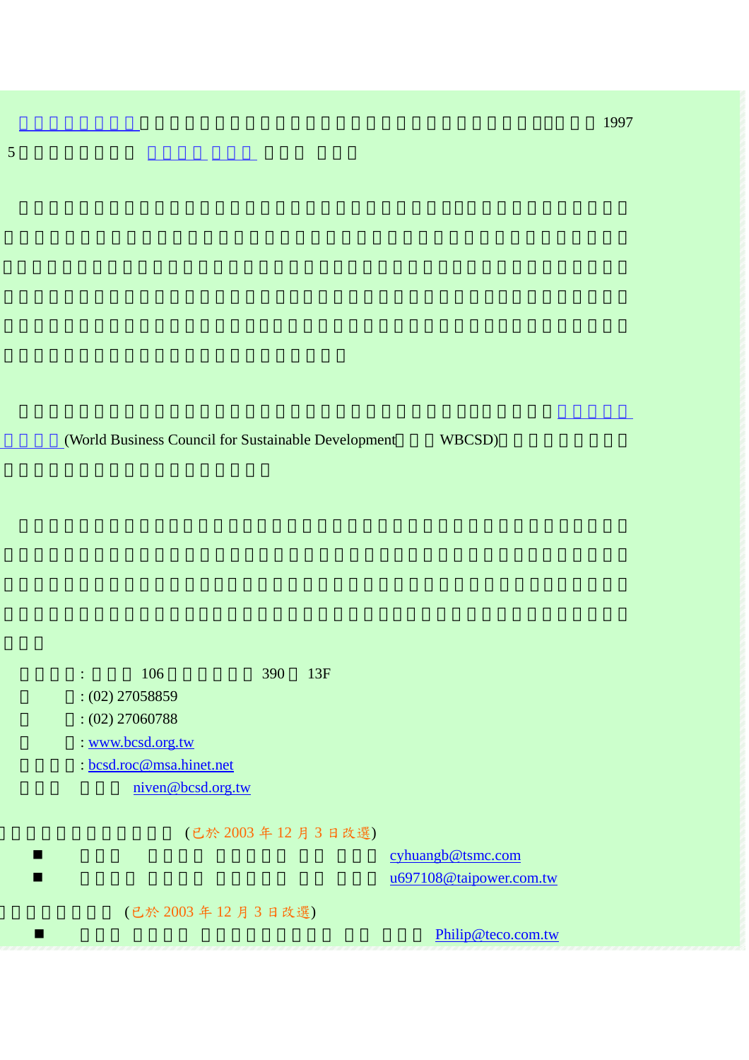□□□□□□□□□□□□□□□□□□□□□□□□□□□□□□□□□□□□□□□□□□□ 1997 5□□□□□□□□ □□□□□□□ □□□ □□□

□□□□□□□□□□□□□□□□□□□□□□□□□□□□□□□□□□□□□□□□□□□□□□□□□□□□□□□□□□□□□□□□□□□□□□□□□□□□□□□□□□□□□□□□□□□□□□□□□□□□□□□□□□□□□□□□□□□□□□□□□□□□□□□□□□□□□□□□□□□□□□□□□□□□□□□□□□□□□□□□□□□□□□□□□□□□□□□□□□□□□□□□□□□□□□□□□□□□□□□□

□□□□□□□□□□□□□□□□□□□□□□□□□□□□□□□□□□□□□□□□□□□□□□□□□(World Business Council for Sustainable Development□□□ WBCSD)□□□□□□□□□□□□□□□□□□□□□□□□□□□□□□□□□□□□

□□□□□□□□□□□□□□□□□□□□□□□□□□□□□□□□□□□□□□□□□□□□□□□□□□□□□□□□□□□□□□□□□□□□□□□□□□□□□□□□□□□□□□□□□□□□□□□□□□□□□□□□□□□□□□□□□□□□□□□□□□□□□□□□□□□□□□□□□□□□□□□□□□□□□□□□□□□□□□□

□□□□: □□□ 106□□□□□□ 390□ 13F
□ □: (02) 27058859
□ □: (02) 27060788
□ □: www.bcsd.org.tw
□□□□: bcsd.roc@msa.hinet.net
□□□ □□□ niven@bcsd.org.tw

□□□□□□□□□□□□ (已於 2003 年 12 月 3 日改選)

- □□□ □□□□ □□□□□ □□ □□□ cyhuangb@tsmc.com
- □□□□ □□□□ □□□□□ □□ □□□ u697108@taipower.com.tw

□□□□□□□□ (已於 2003 年 12 月 3 日改選)

- □□□ □□□□ □□□□□□□□□ □□ □□□ Philip@teco.com.tw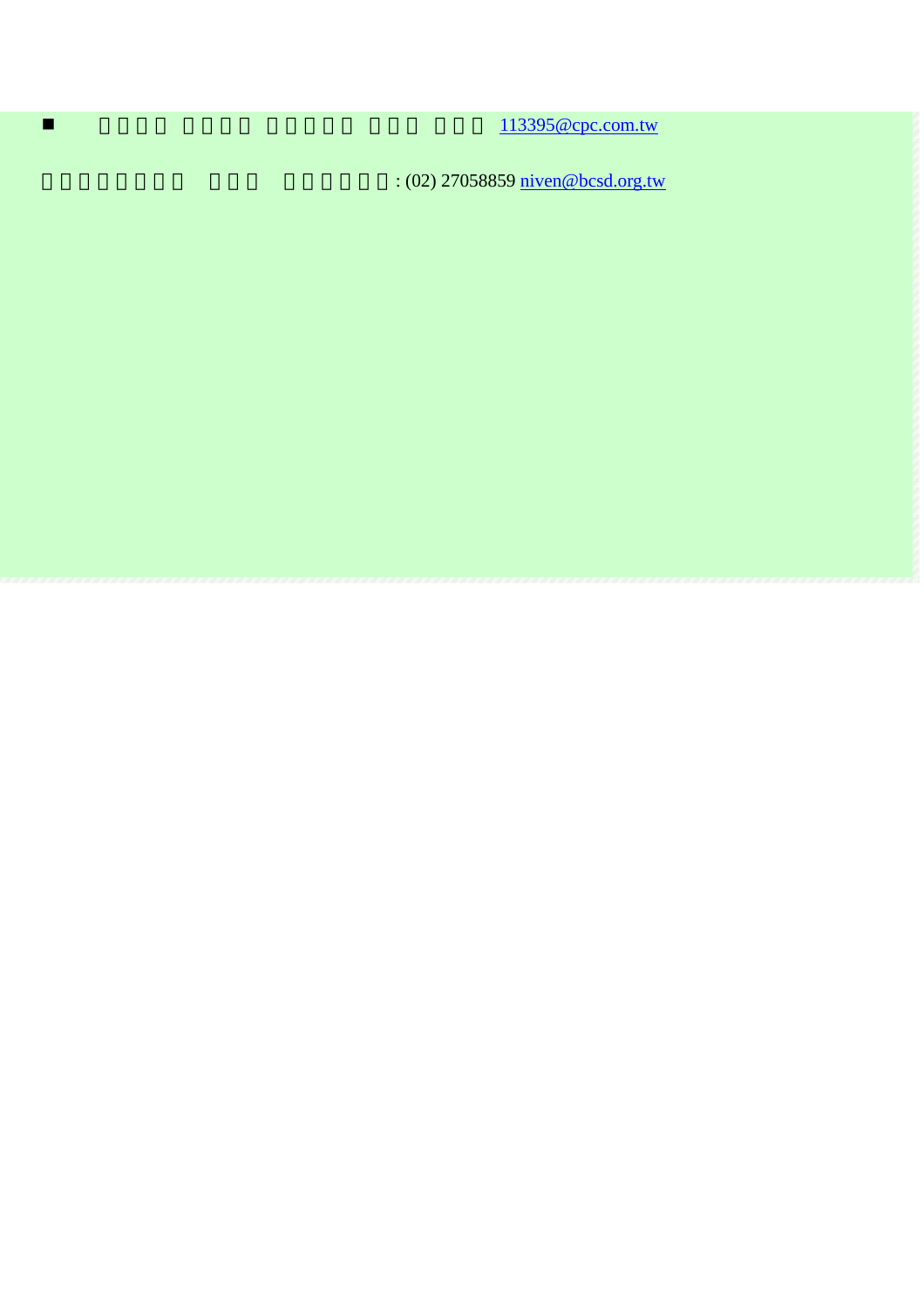- 113395@cpc.com.tw

: (02) 27058859 niven@bcsd.org.tw